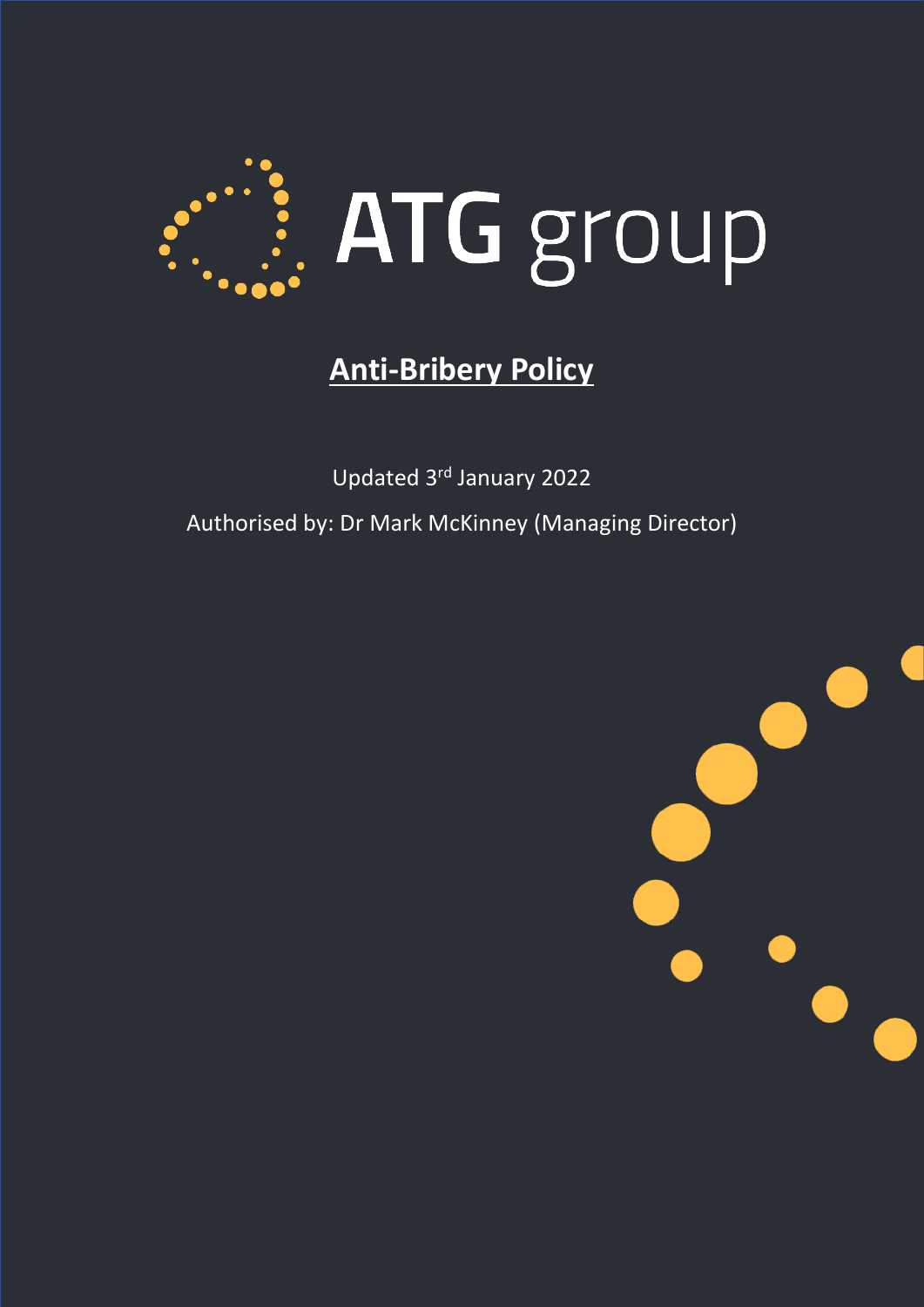# ATG group

## Anti-Bribery Policy

Updated 3rd January 2022

Authorised by: Dr Mark McKinney (Managing Director)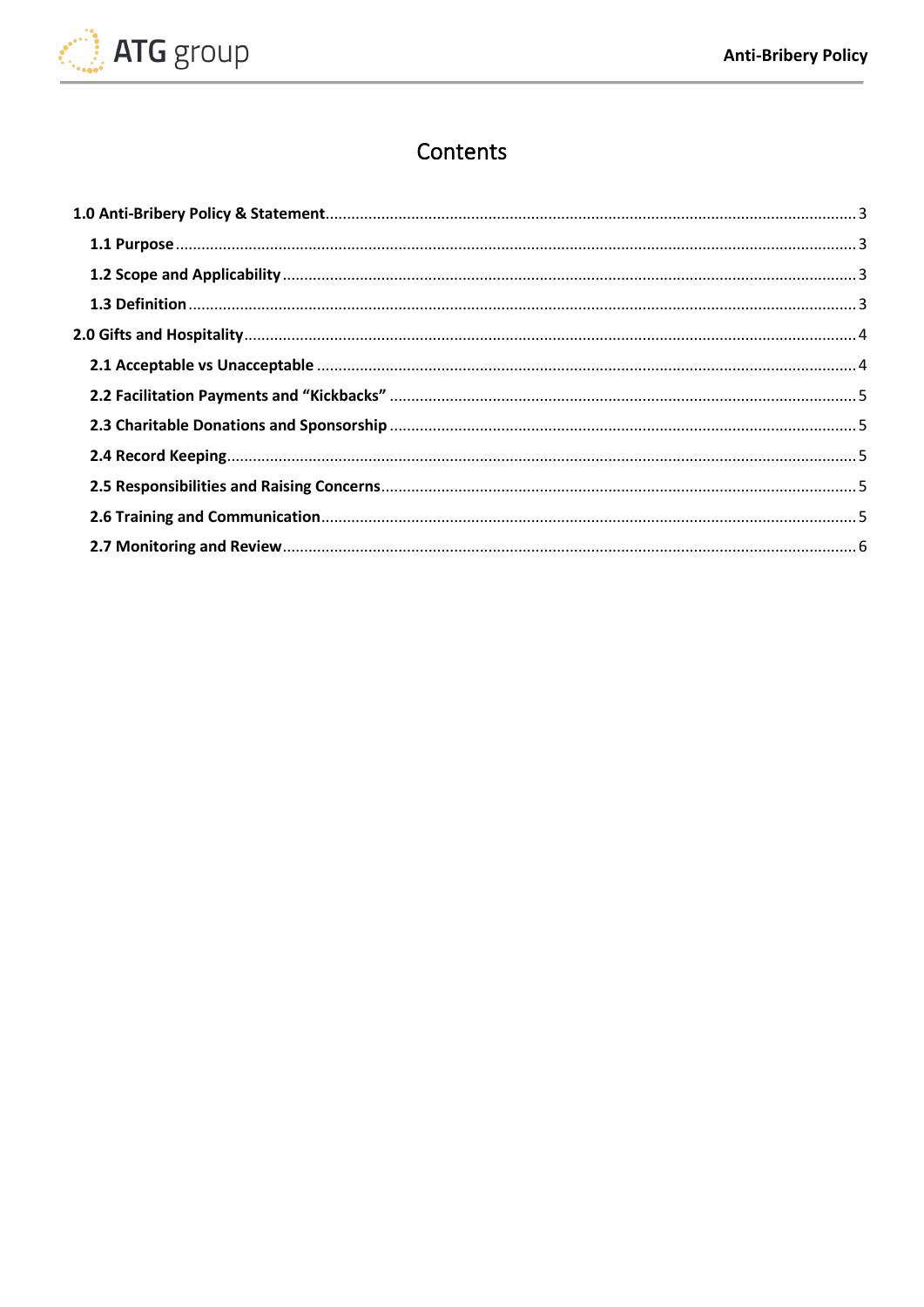# Contents

**1.0 Anti-Bribery Policy & Statement** ........................................ 3

- **1.1 Purpose** ........................................ 3
- **1.2 Scope and Applicability** ........................................ 3
- **1.3 Definition** ........................................ 3

**2.0 Gifts and Hospitality** ........................................ 4

- **2.1 Acceptable vs Unacceptable** ........................................ 4
- **2.2 Facilitation Payments and "Kickbacks"** ........................................ 5
- **2.3 Charitable Donations and Sponsorship** ........................................ 5
- **2.4 Record Keeping** ........................................ 5
- **2.5 Responsibilities and Raising Concerns** ........................................ 5
- **2.6 Training and Communication** ........................................ 5
- **2.7 Monitoring and Review** ........................................ 6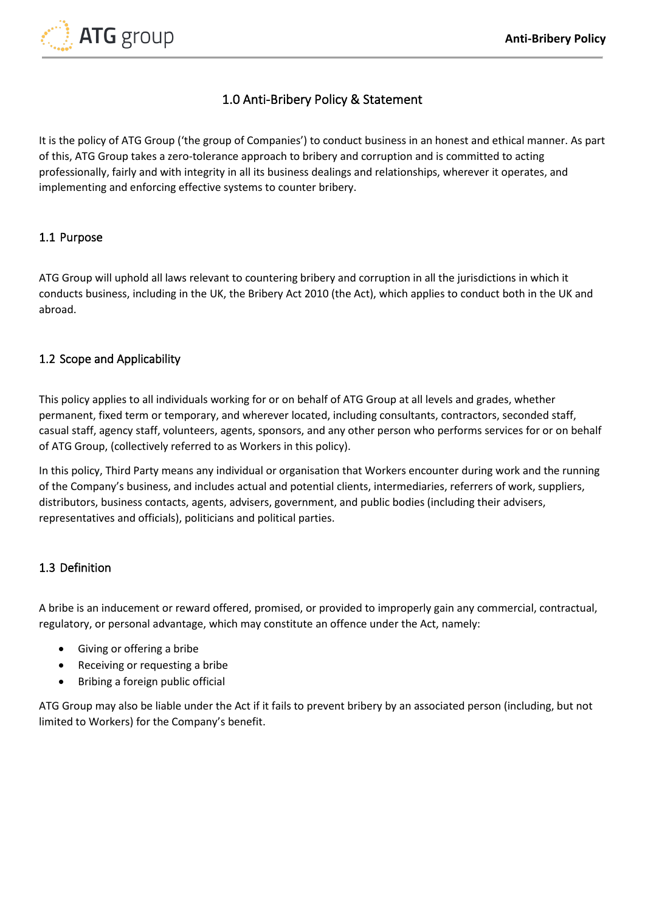# 1.0 Anti-Bribery Policy & Statement

It is the policy of ATG Group ('the group of Companies') to conduct business in an honest and ethical manner. As part of this, ATG Group takes a zero-tolerance approach to bribery and corruption and is committed to acting professionally, fairly and with integrity in all its business dealings and relationships, wherever it operates, and implementing and enforcing effective systems to counter bribery.

## 1.1 Purpose

ATG Group will uphold all laws relevant to countering bribery and corruption in all the jurisdictions in which it conducts business, including in the UK, the Bribery Act 2010 (the Act), which applies to conduct both in the UK and abroad.

## 1.2 Scope and Applicability

This policy applies to all individuals working for or on behalf of ATG Group at all levels and grades, whether permanent, fixed term or temporary, and wherever located, including consultants, contractors, seconded staff, casual staff, agency staff, volunteers, agents, sponsors, and any other person who performs services for or on behalf of ATG Group, (collectively referred to as Workers in this policy).

In this policy, Third Party means any individual or organisation that Workers encounter during work and the running of the Company's business, and includes actual and potential clients, intermediaries, referrers of work, suppliers, distributors, business contacts, agents, advisers, government, and public bodies (including their advisers, representatives and officials), politicians and political parties.

## 1.3 Definition

A bribe is an inducement or reward offered, promised, or provided to improperly gain any commercial, contractual, regulatory, or personal advantage, which may constitute an offence under the Act, namely:

- Giving or offering a bribe
- Receiving or requesting a bribe
- Bribing a foreign public official

ATG Group may also be liable under the Act if it fails to prevent bribery by an associated person (including, but not limited to Workers) for the Company's benefit.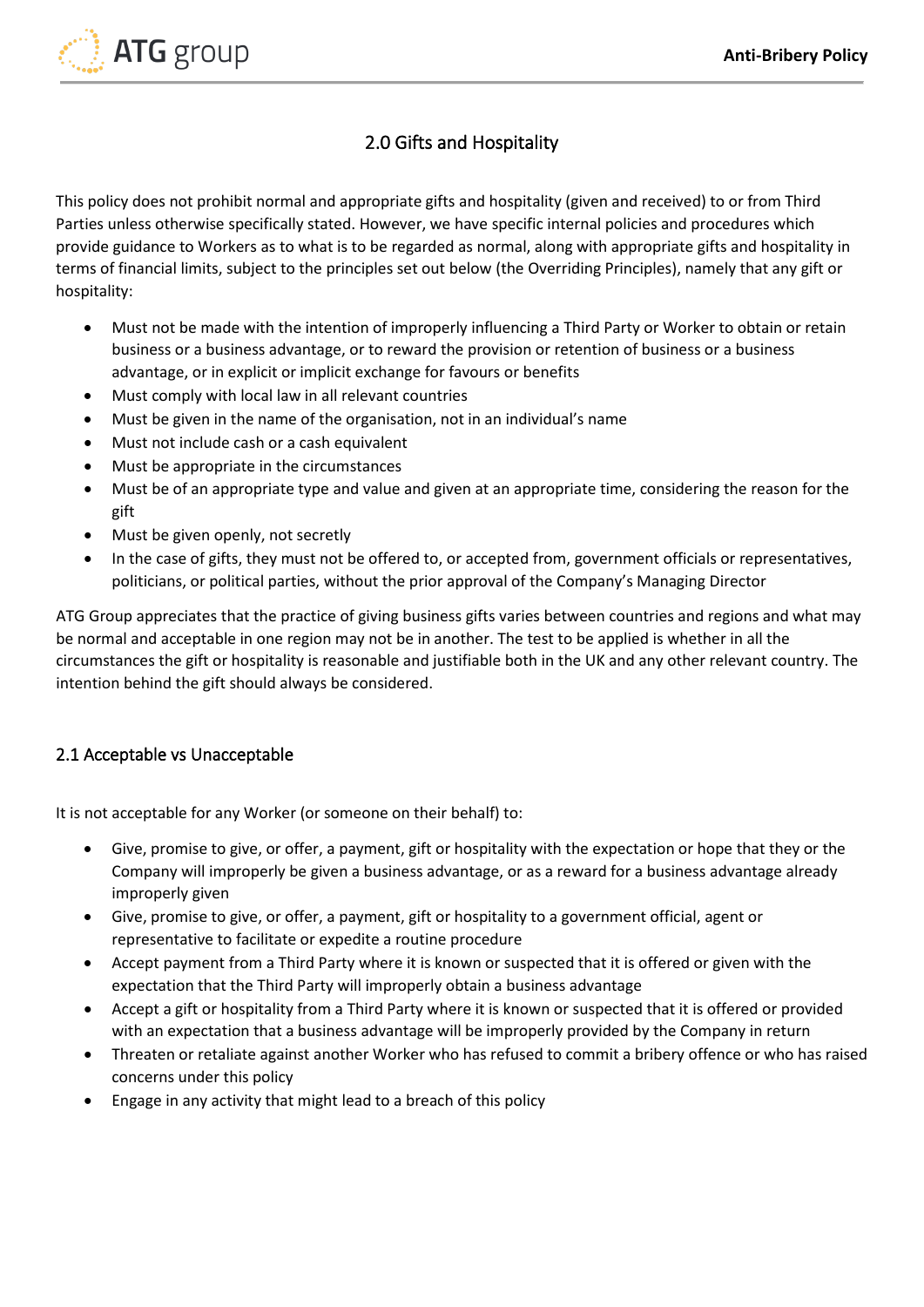## 2.0 Gifts and Hospitality

This policy does not prohibit normal and appropriate gifts and hospitality (given and received) to or from Third Parties unless otherwise specifically stated. However, we have specific internal policies and procedures which provide guidance to Workers as to what is to be regarded as normal, along with appropriate gifts and hospitality in terms of financial limits, subject to the principles set out below (the Overriding Principles), namely that any gift or hospitality:

- Must not be made with the intention of improperly influencing a Third Party or Worker to obtain or retain business or a business advantage, or to reward the provision or retention of business or a business advantage, or in explicit or implicit exchange for favours or benefits
- Must comply with local law in all relevant countries
- Must be given in the name of the organisation, not in an individual's name
- Must not include cash or a cash equivalent
- Must be appropriate in the circumstances
- Must be of an appropriate type and value and given at an appropriate time, considering the reason for the gift
- Must be given openly, not secretly
- In the case of gifts, they must not be offered to, or accepted from, government officials or representatives, politicians, or political parties, without the prior approval of the Company's Managing Director

ATG Group appreciates that the practice of giving business gifts varies between countries and regions and what may be normal and acceptable in one region may not be in another. The test to be applied is whether in all the circumstances the gift or hospitality is reasonable and justifiable both in the UK and any other relevant country. The intention behind the gift should always be considered.

### 2.1 Acceptable vs Unacceptable

It is not acceptable for any Worker (or someone on their behalf) to:

- Give, promise to give, or offer, a payment, gift or hospitality with the expectation or hope that they or the Company will improperly be given a business advantage, or as a reward for a business advantage already improperly given
- Give, promise to give, or offer, a payment, gift or hospitality to a government official, agent or representative to facilitate or expedite a routine procedure
- Accept payment from a Third Party where it is known or suspected that it is offered or given with the expectation that the Third Party will improperly obtain a business advantage
- Accept a gift or hospitality from a Third Party where it is known or suspected that it is offered or provided with an expectation that a business advantage will be improperly provided by the Company in return
- Threaten or retaliate against another Worker who has refused to commit a bribery offence or who has raised concerns under this policy
- Engage in any activity that might lead to a breach of this policy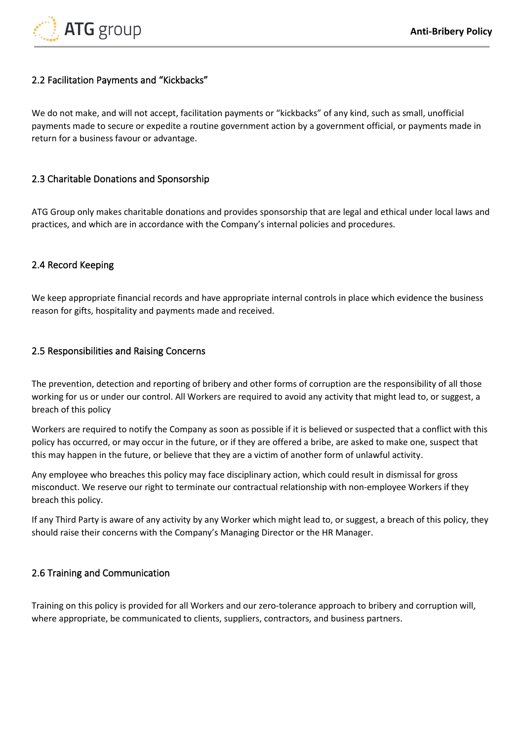### 2.2 Facilitation Payments and "Kickbacks"

We do not make, and will not accept, facilitation payments or "kickbacks" of any kind, such as small, unofficial payments made to secure or expedite a routine government action by a government official, or payments made in return for a business favour or advantage.

### 2.3 Charitable Donations and Sponsorship

ATG Group only makes charitable donations and provides sponsorship that are legal and ethical under local laws and practices, and which are in accordance with the Company's internal policies and procedures.

### 2.4 Record Keeping

We keep appropriate financial records and have appropriate internal controls in place which evidence the business reason for gifts, hospitality and payments made and received.

### 2.5 Responsibilities and Raising Concerns

The prevention, detection and reporting of bribery and other forms of corruption are the responsibility of all those working for us or under our control. All Workers are required to avoid any activity that might lead to, or suggest, a breach of this policy

Workers are required to notify the Company as soon as possible if it is believed or suspected that a conflict with this policy has occurred, or may occur in the future, or if they are offered a bribe, are asked to make one, suspect that this may happen in the future, or believe that they are a victim of another form of unlawful activity.

Any employee who breaches this policy may face disciplinary action, which could result in dismissal for gross misconduct. We reserve our right to terminate our contractual relationship with non-employee Workers if they breach this policy.

If any Third Party is aware of any activity by any Worker which might lead to, or suggest, a breach of this policy, they should raise their concerns with the Company's Managing Director or the HR Manager.

### 2.6 Training and Communication

Training on this policy is provided for all Workers and our zero-tolerance approach to bribery and corruption will, where appropriate, be communicated to clients, suppliers, contractors, and business partners.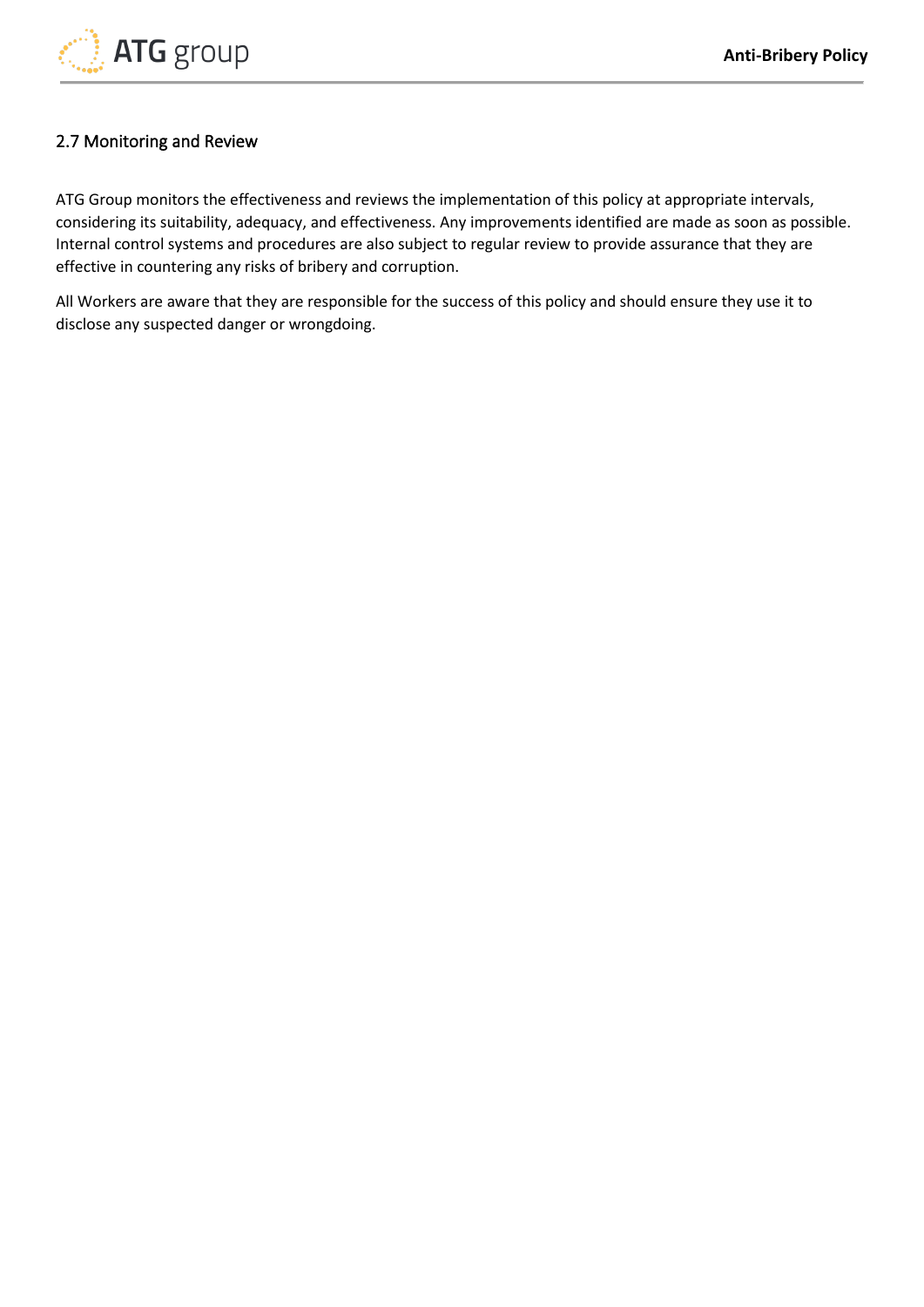## 2.7 Monitoring and Review

ATG Group monitors the effectiveness and reviews the implementation of this policy at appropriate intervals, considering its suitability, adequacy, and effectiveness. Any improvements identified are made as soon as possible. Internal control systems and procedures are also subject to regular review to provide assurance that they are effective in countering any risks of bribery and corruption.

All Workers are aware that they are responsible for the success of this policy and should ensure they use it to disclose any suspected danger or wrongdoing.